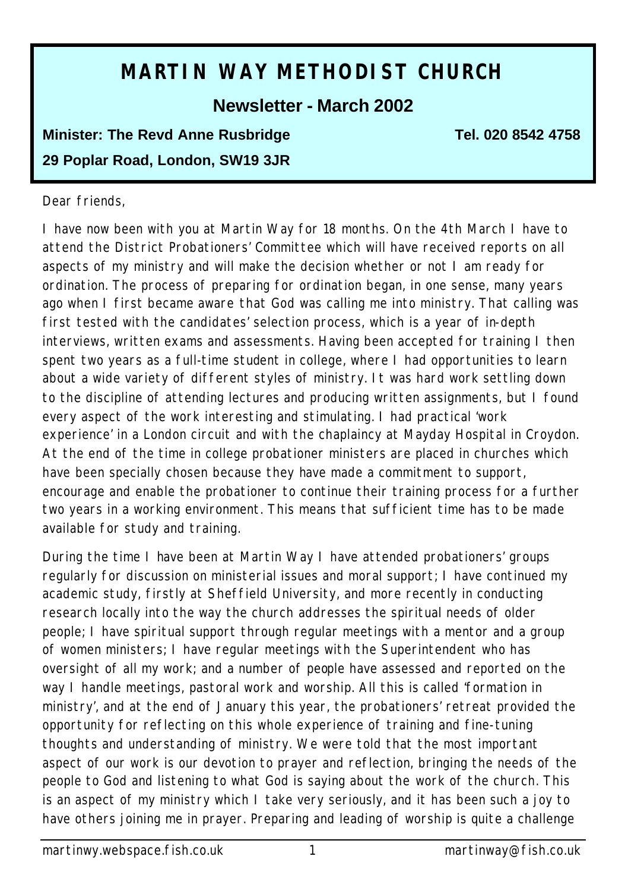# MARTIN WAY METHODIST CHURCH

## Newsletter - March 2002

**Minister: The Revd Anne Rusbridge** **Tel. 020 8542 4758**

**29 Poplar Road, London, SW19 3JR**

Dear friends,

I have now been with you at Martin Way for 18 months. On the 4th March I have to attend the District Probationers' Committee which will have received reports on all aspects of my ministry and will make the decision whether or not I am ready for ordination. The process of preparing for ordination began, in one sense, many years ago when I first became aware that God was calling me into ministry. That calling was first tested with the candidates' selection process, which is a year of in-depth interviews, written exams and assessments. Having been accepted for training I then spent two years as a full-time student in college, where I had opportunities to learn about a wide variety of different styles of ministry. It was hard work settling down to the discipline of attending lectures and producing written assignments, but I found every aspect of the work interesting and stimulating. I had practical 'work experience' in a London circuit and with the chaplaincy at Mayday Hospital in Croydon. At the end of the time in college probationer ministers are placed in churches which have been specially chosen because they have made a commitment to support, encourage and enable the probationer to continue their training process for a further two years in a working environment. This means that sufficient time has to be made available for study and training.

During the time I have been at Martin Way I have attended probationers' groups regularly for discussion on ministerial issues and moral support; I have continued my academic study, firstly at Sheffield University, and more recently in conducting research locally into the way the church addresses the spiritual needs of older people; I have spiritual support through regular meetings with a mentor and a group of women ministers; I have regular meetings with the Superintendent who has oversight of all my work; and a number of people have assessed and reported on the way I handle meetings, pastoral work and worship. All this is called 'formation in ministry', and at the end of January this year, the probationers' retreat provided the opportunity for reflecting on this whole experience of training and fine-tuning thoughts and understanding of ministry. We were told that the most important aspect of our work is our devotion to prayer and reflection, bringing the needs of the people to God and listening to what God is saying about the work of the church. This is an aspect of my ministry which I take very seriously, and it has been such a joy to have others joining me in prayer. Preparing and leading of worship is quite a challenge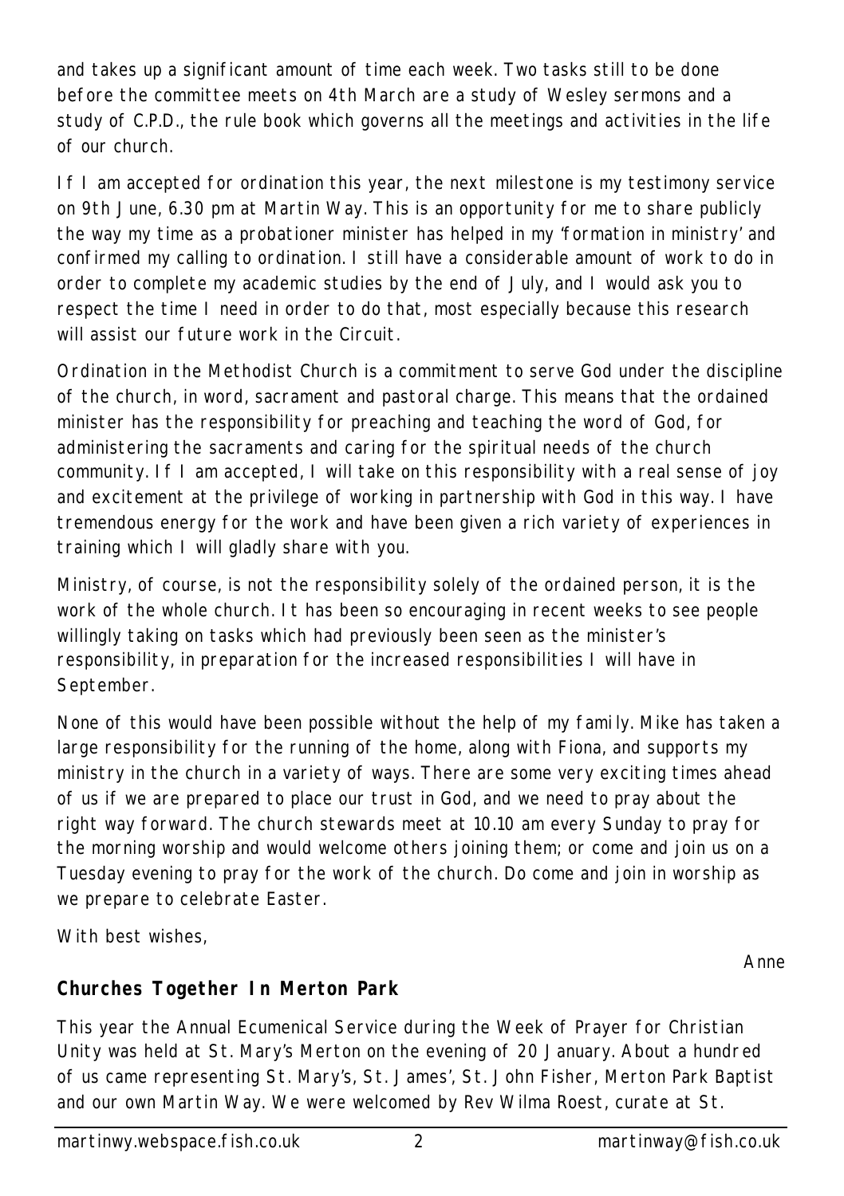and takes up a significant amount of time each week. Two tasks still to be done before the committee meets on 4th March are a study of Wesley sermons and a study of C.P.D., the rule book which governs all the meetings and activities in the life of our church.

If I am accepted for ordination this year, the next milestone is my testimony service on 9th June, 6.30 pm at Martin Way. This is an opportunity for me to share publicly the way my time as a probationer minister has helped in my 'formation in ministry' and confirmed my calling to ordination. I still have a considerable amount of work to do in order to complete my academic studies by the end of July, and I would ask you to respect the time I need in order to do that, most especially because this research will assist our future work in the Circuit.

Ordination in the Methodist Church is a commitment to serve God under the discipline of the church, in word, sacrament and pastoral charge. This means that the ordained minister has the responsibility for preaching and teaching the word of God, for administering the sacraments and caring for the spiritual needs of the church community. If I am accepted, I will take on this responsibility with a real sense of joy and excitement at the privilege of working in partnership with God in this way. I have tremendous energy for the work and have been given a rich variety of experiences in training which I will gladly share with you.

Ministry, of course, is not the responsibility solely of the ordained person, it is the work of the whole church. It has been so encouraging in recent weeks to see people willingly taking on tasks which had previously been seen as the minister's responsibility, in preparation for the increased responsibilities I will have in September.

None of this would have been possible without the help of my family. Mike has taken a large responsibility for the running of the home, along with Fiona, and supports my ministry in the church in a variety of ways. There are some very exciting times ahead of us if we are prepared to place our trust in God, and we need to pray about the right way forward. The church stewards meet at 10.10 am every Sunday to pray for the morning worship and would welcome others joining them; or come and join us on a Tuesday evening to pray for the work of the church. Do come and join in worship as we prepare to celebrate Easter.

With best wishes,

Anne

## Churches Together In Merton Park

This year the Annual Ecumenical Service during the Week of Prayer for Christian Unity was held at St. Mary's Merton on the evening of 20 January. About a hundred of us came representing St. Mary's, St. James', St. John Fisher, Merton Park Baptist and our own Martin Way. We were welcomed by Rev Wilma Roest, curate at St.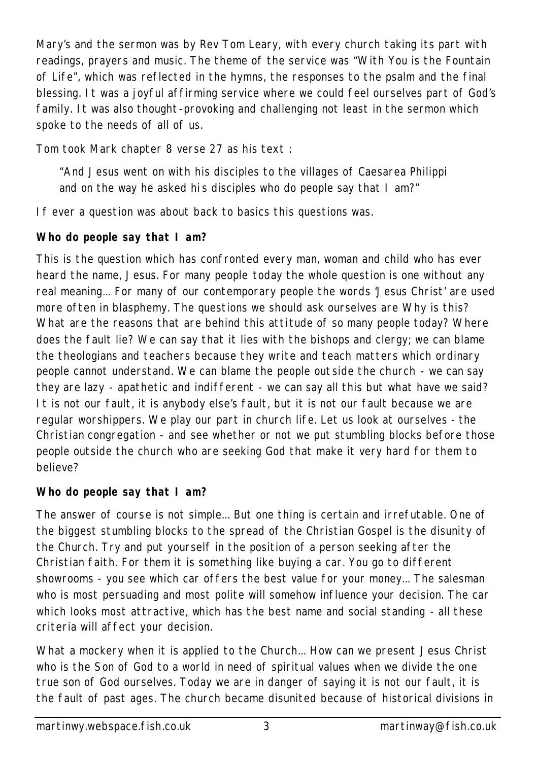Mary's and the sermon was by Rev Tom Leary, with every church taking its part with readings, prayers and music. The theme of the service was "With You is the Fountain of Life", which was reflected in the hymns, the responses to the psalm and the final blessing. It was a joyful affirming service where we could feel ourselves part of God's family. It was also thought-provoking and challenging not least in the sermon which spoke to the needs of all of us.

Tom took Mark chapter 8 verse 27 as his text :

> "And Jesus went on with his disciples to the villages of Caesarea Philippi and on the way he asked his disciples who do people say that I am?"

If ever a question was about back to basics this questions was.

**Who do people say that I am?**

This is the question which has confronted every man, woman and child who has ever heard the name, Jesus. For many people today the whole question is one without any real meaning... For many of our contemporary people the words 'Jesus Christ' are used more often in blasphemy. The questions we should ask ourselves are Why is this? What are the reasons that are behind this attitude of so many people today? Where does the fault lie? We can say that it lies with the bishops and clergy; we can blame the theologians and teachers because they write and teach matters which ordinary people cannot understand. We can blame the people outside the church - we can say they are lazy - apathetic and indifferent - we can say all this but what have we said? It is not our fault, it is anybody else's fault, but it is not our fault because we are regular worshippers. We play our part in church life. Let us look at ourselves - the Christian congregation - and see whether or not we put stumbling blocks before those people outside the church who are seeking God that make it very hard for them to believe?

**Who do people say that I am?**

The answer of course is not simple... But one thing is certain and irrefutable. One of the biggest stumbling blocks to the spread of the Christian Gospel is the disunity of the Church. Try and put yourself in the position of a person seeking after the Christian faith. For them it is something like buying a car. You go to different showrooms - you see which car offers the best value for your money... The salesman who is most persuading and most polite will somehow influence your decision. The car which looks most attractive, which has the best name and social standing - all these criteria will affect your decision.

What a mockery when it is applied to the Church... How can we present Jesus Christ who is the Son of God to a world in need of spiritual values when we divide the one true son of God ourselves. Today we are in danger of saying it is not our fault, it is the fault of past ages. The church became disunited because of historical divisions in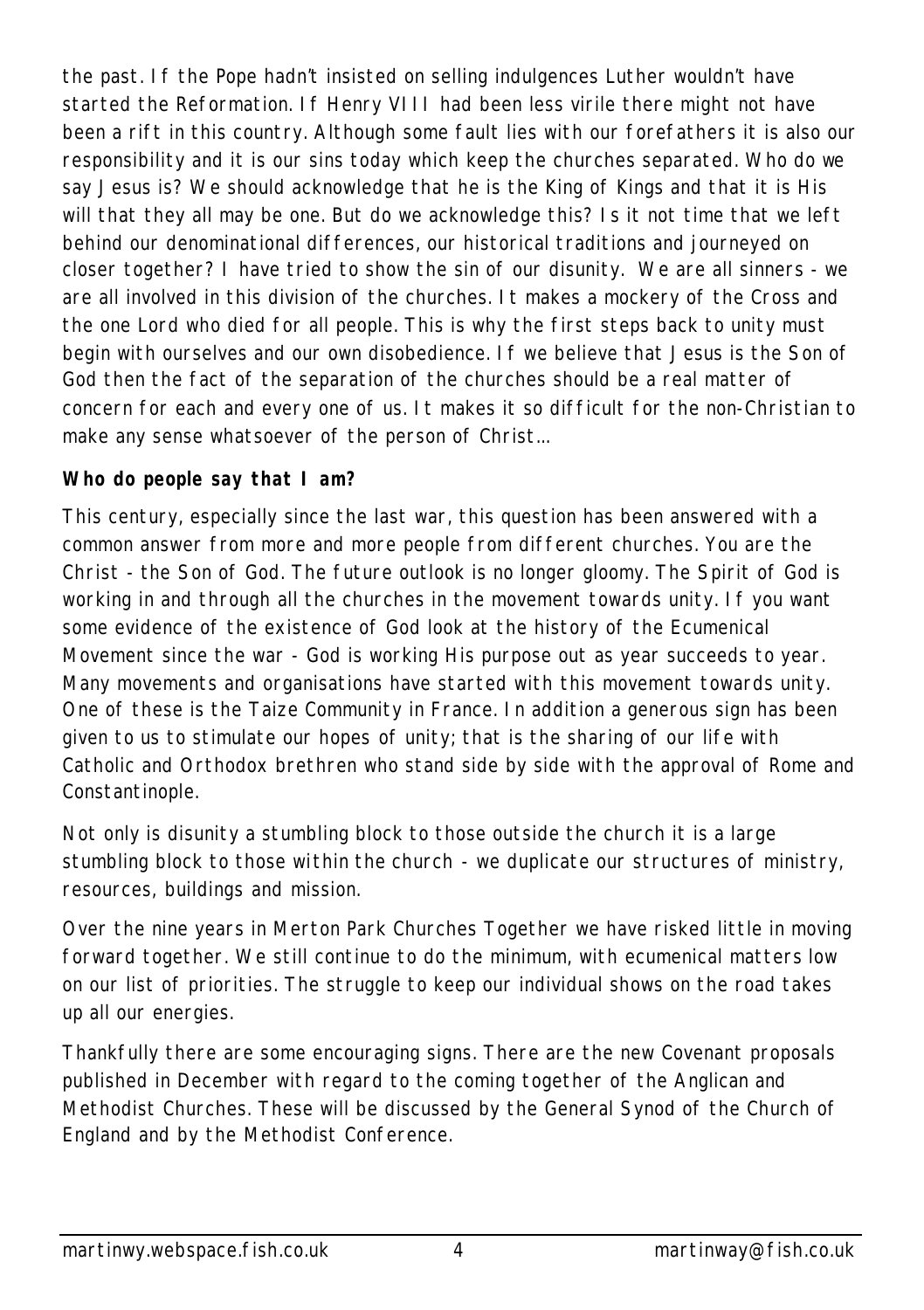the past. If the Pope hadn't insisted on selling indulgences Luther wouldn't have started the Reformation. If Henry VIII had been less virile there might not have been a rift in this country. Although some fault lies with our forefathers it is also our responsibility and it is our sins today which keep the churches separated. Who do we say Jesus is? We should acknowledge that he is the King of Kings and that it is His will that they all may be one. But do we acknowledge this? Is it not time that we left behind our denominational differences, our historical traditions and journeyed on closer together? I have tried to show the sin of our disunity. We are all sinners - we are all involved in this division of the churches. It makes a mockery of the Cross and the one Lord who died for all people. This is why the first steps back to unity must begin with ourselves and our own disobedience. If we believe that Jesus is the Son of God then the fact of the separation of the churches should be a real matter of concern for each and every one of us. It makes it so difficult for the non-Christian to make any sense whatsoever of the person of Christ…

**Who do people say that I am?**

This century, especially since the last war, this question has been answered with a common answer from more and more people from different churches. You are the Christ - the Son of God. The future outlook is no longer gloomy. The Spirit of God is working in and through all the churches in the movement towards unity. If you want some evidence of the existence of God look at the history of the Ecumenical Movement since the war - God is working His purpose out as year succeeds to year. Many movements and organisations have started with this movement towards unity. One of these is the Taize Community in France. In addition a generous sign has been given to us to stimulate our hopes of unity; that is the sharing of our life with Catholic and Orthodox brethren who stand side by side with the approval of Rome and Constantinople.

Not only is disunity a stumbling block to those outside the church it is a large stumbling block to those within the church - we duplicate our structures of ministry, resources, buildings and mission.

Over the nine years in Merton Park Churches Together we have risked little in moving forward together. We still continue to do the minimum, with ecumenical matters low on our list of priorities. The struggle to keep our individual shows on the road takes up all our energies.

Thankfully there are some encouraging signs. There are the new Covenant proposals published in December with regard to the coming together of the Anglican and Methodist Churches. These will be discussed by the General Synod of the Church of England and by the Methodist Conference.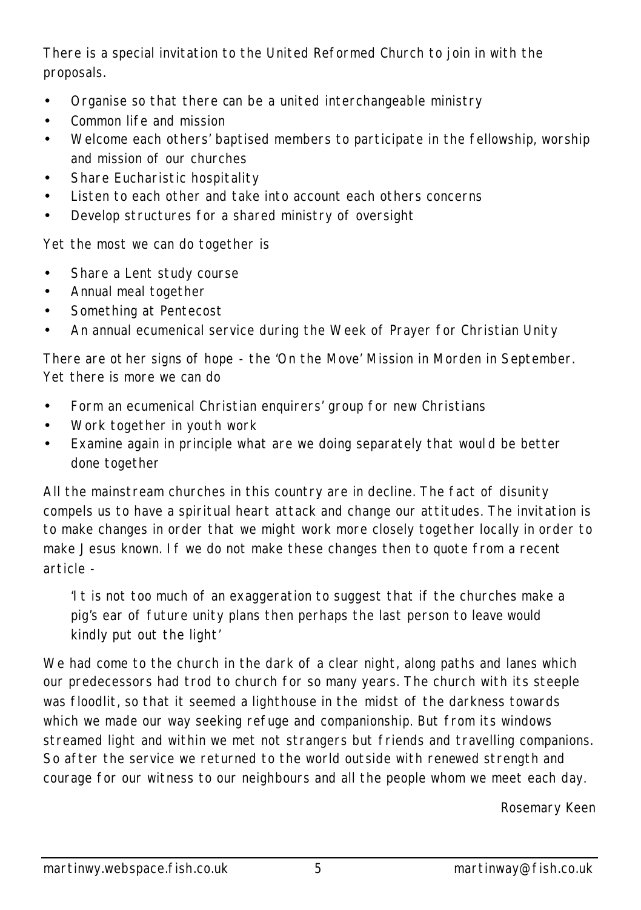There is a special invitation to the United Reformed Church to join in with the proposals.

- Organise so that there can be a united interchangeable ministry
- Common life and mission
- Welcome each others' baptised members to participate in the fellowship, worship and mission of our churches
- Share Eucharistic hospitality
- Listen to each other and take into account each others concerns
- Develop structures for a shared ministry of oversight

Yet the most we can do together is

- Share a Lent study course
- Annual meal together
- Something at Pentecost
- An annual ecumenical service during the Week of Prayer for Christian Unity

There are other signs of hope - the 'On the Move' Mission in Morden in September. Yet there is more we can do

- Form an ecumenical Christian enquirers' group for new Christians
- Work together in youth work
- Examine again in principle what are we doing separately that would be better done together

All the mainstream churches in this country are in decline. The fact of disunity compels us to have a spiritual heart attack and change our attitudes. The invitation is to make changes in order that we might work more closely together locally in order to make Jesus known. If we do not make these changes then to quote from a recent article -

> 'It is not too much of an exaggeration to suggest that if the churches make a pig's ear of future unity plans then perhaps the last person to leave would kindly put out the light'

We had come to the church in the dark of a clear night, along paths and lanes which our predecessors had trod to church for so many years. The church with its steeple was floodlit, so that it seemed a lighthouse in the midst of the darkness towards which we made our way seeking refuge and companionship. But from its windows streamed light and within we met not strangers but friends and travelling companions. So after the service we returned to the world outside with renewed strength and courage for our witness to our neighbours and all the people whom we meet each day.

Rosemary Keen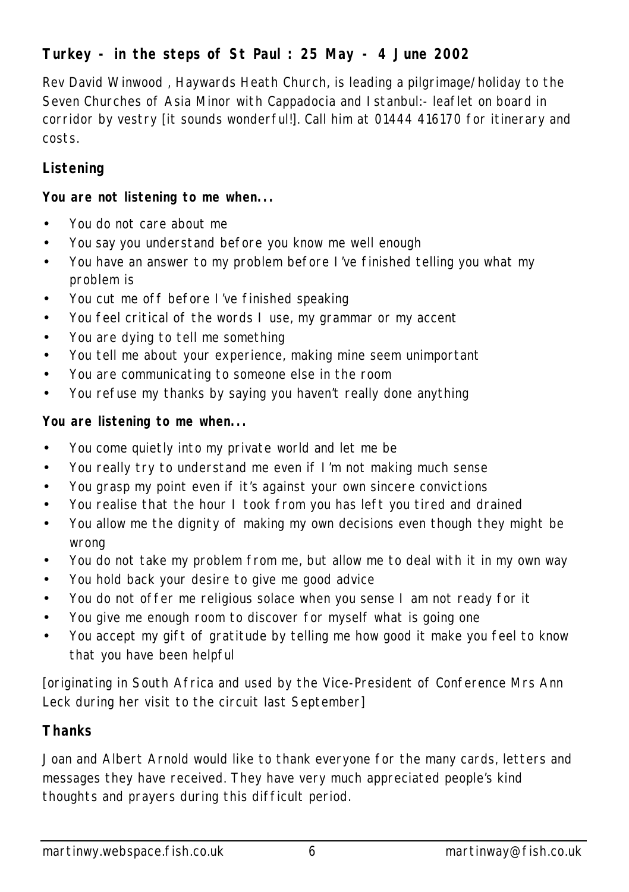**Turkey - in the steps of St Paul : 25 May - 4 June 2002**

Rev David Winwood , Haywards Heath Church, is leading a pilgrimage/holiday to the Seven Churches of Asia Minor with Cappadocia and Istanbul:- leaflet on board in corridor by vestry [it sounds wonderful!]. Call him at 01444 416170 for itinerary and costs.

**Listening**

**You are not listening to me when...**

- You do not care about me
- You say you understand before you know me well enough
- You have an answer to my problem before I've finished telling you what my problem is
- You cut me off before I've finished speaking
- You feel critical of the words I use, my grammar or my accent
- You are dying to tell me something
- You tell me about your experience, making mine seem unimportant
- You are communicating to someone else in the room
- You refuse my thanks by saying you haven't really done anything

**You are listening to me when...**

- You come quietly into my private world and let me be
- You really try to understand me even if I'm not making much sense
- You grasp my point even if it's against your own sincere convictions
- You realise that the hour I took from you has left you tired and drained
- You allow me the dignity of making my own decisions even though they might be wrong
- You do not take my problem from me, but allow me to deal with it in my own way
- You hold back your desire to give me good advice
- You do not offer me religious solace when you sense I am not ready for it
- You give me enough room to discover for myself what is going one
- You accept my gift of gratitude by telling me how good it make you feel to know that you have been helpful

[originating in South Africa and used by the Vice-President of Conference Mrs Ann Leck during her visit to the circuit last September]

**Thanks**

Joan and Albert Arnold would like to thank everyone for the many cards, letters and messages they have received. They have very much appreciated people's kind thoughts and prayers during this difficult period.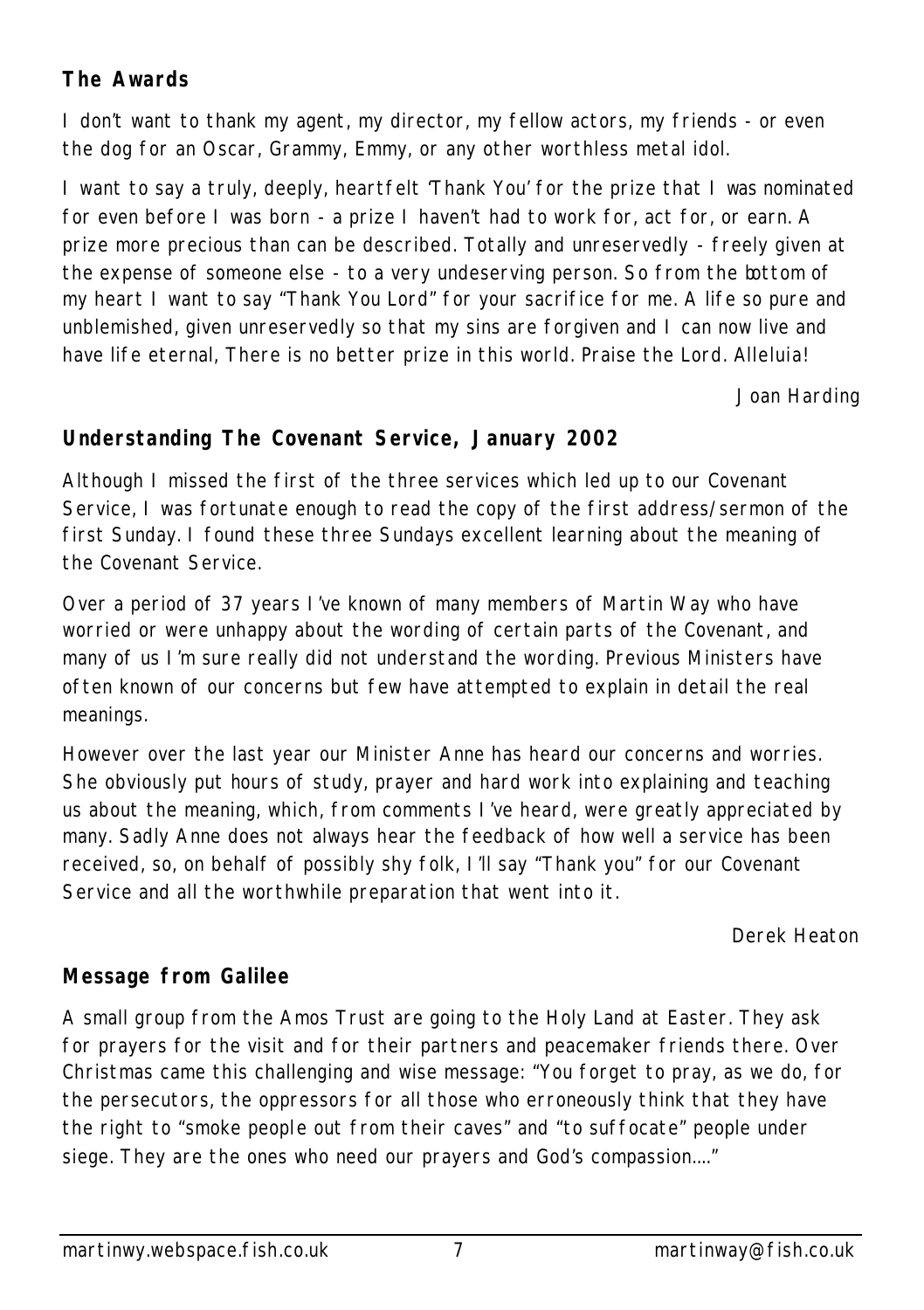**The Awards**

I don't want to thank my agent, my director, my fellow actors, my friends - or even the dog for an Oscar, Grammy, Emmy, or any other worthless metal idol.

I want to say a truly, deeply, heartfelt 'Thank You' for the prize that I was nominated for even before I was born - a prize I haven't had to work for, act for, or earn. A prize more precious than can be described. Totally and unreservedly - freely given at the expense of someone else - to a very undeserving person. So from the bottom of my heart I want to say "Thank You Lord" for your sacrifice for me. A life so pure and unblemished, given unreservedly so that my sins are forgiven and I can now live and have life eternal, There is no better prize in this world. Praise the Lord. Alleluia!

*Joan Harding*

**Understanding The Covenant Service, January 2002**

Although I missed the first of the three services which led up to our Covenant Service, I was fortunate enough to read the copy of the first address/sermon of the first Sunday. I found these three Sundays excellent learning about the meaning of the Covenant Service.

Over a period of 37 years I've known of many members of Martin Way who have worried or were unhappy about the wording of certain parts of the Covenant, and many of us I'm sure really did not understand the wording. Previous Ministers have often known of our concerns but few have attempted to explain in detail the real meanings.

However over the last year our Minister Anne has heard our concerns and worries. She obviously put hours of study, prayer and hard work into explaining and teaching us about the meaning, which, from comments I've heard, were greatly appreciated by many. Sadly Anne does not always hear the feedback of how well a service has been received, so, on behalf of possibly shy folk, I'll say "Thank you" for our Covenant Service and all the worthwhile preparation that went into it.

*Derek Heaton*

**Message from Galilee**

A small group from the Amos Trust are going to the Holy Land at Easter. They ask for prayers for the visit and for their partners and peacemaker friends there. Over Christmas came this challenging and wise message: "You forget to pray, as we do, for the persecutors, the oppressors for all those who erroneously think that they have the right to "smoke people out from their caves" and "to suffocate" people under siege. They are the ones who need our prayers and God's compassion…."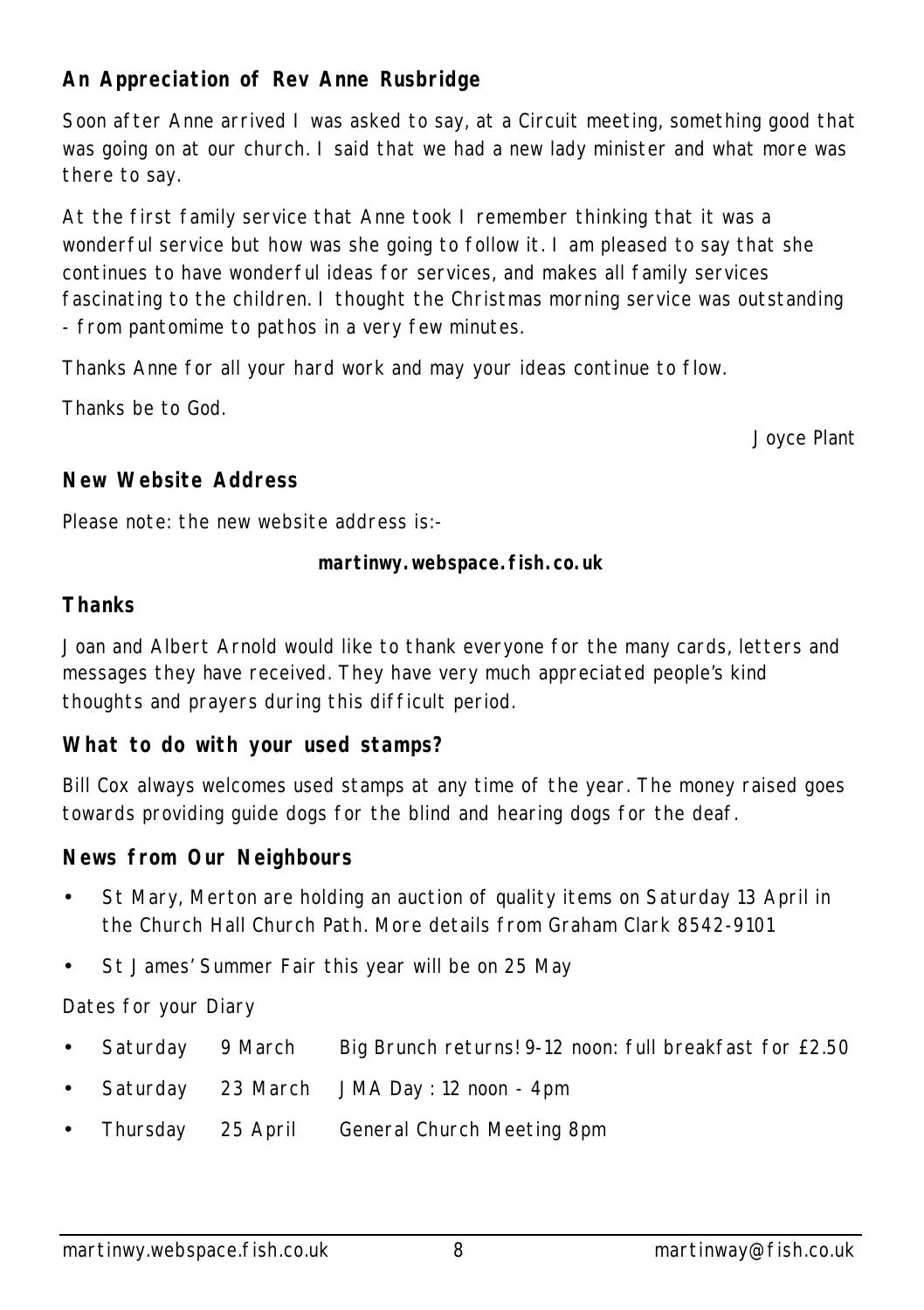## An Appreciation of Rev Anne Rusbridge

Soon after Anne arrived I was asked to say, at a Circuit meeting, something good that was going on at our church. I said that we had a new lady minister and what more was there to say.

At the first family service that Anne took I remember thinking that it was a wonderful service but how was she going to follow it. I am pleased to say that she continues to have wonderful ideas for services, and makes all family services fascinating to the children. I thought the Christmas morning service was outstanding - from pantomime to pathos in a very few minutes.

Thanks Anne for all your hard work and may your ideas continue to flow.

Thanks be to God.

Joyce Plant

## New Website Address

Please note: the new website address is:-

**martinwy.webspace.fish.co.uk**

## Thanks

Joan and Albert Arnold would like to thank everyone for the many cards, letters and messages they have received. They have very much appreciated people's kind thoughts and prayers during this difficult period.

## What to do with your used stamps?

Bill Cox always welcomes used stamps at any time of the year. The money raised goes towards providing guide dogs for the blind and hearing dogs for the deaf.

## News from Our Neighbours

- St Mary, Merton are holding an auction of quality items on Saturday 13 April in the Church Hall Church Path. More details from Graham Clark 8542-9101
- St James' Summer Fair this year will be on 25 May

Dates for your Diary

- Saturday 9 March Big Brunch returns! 9-12 noon: full breakfast for £2.50
- Saturday 23 March JMA Day : 12 noon - 4pm
- Thursday 25 April General Church Meeting 8pm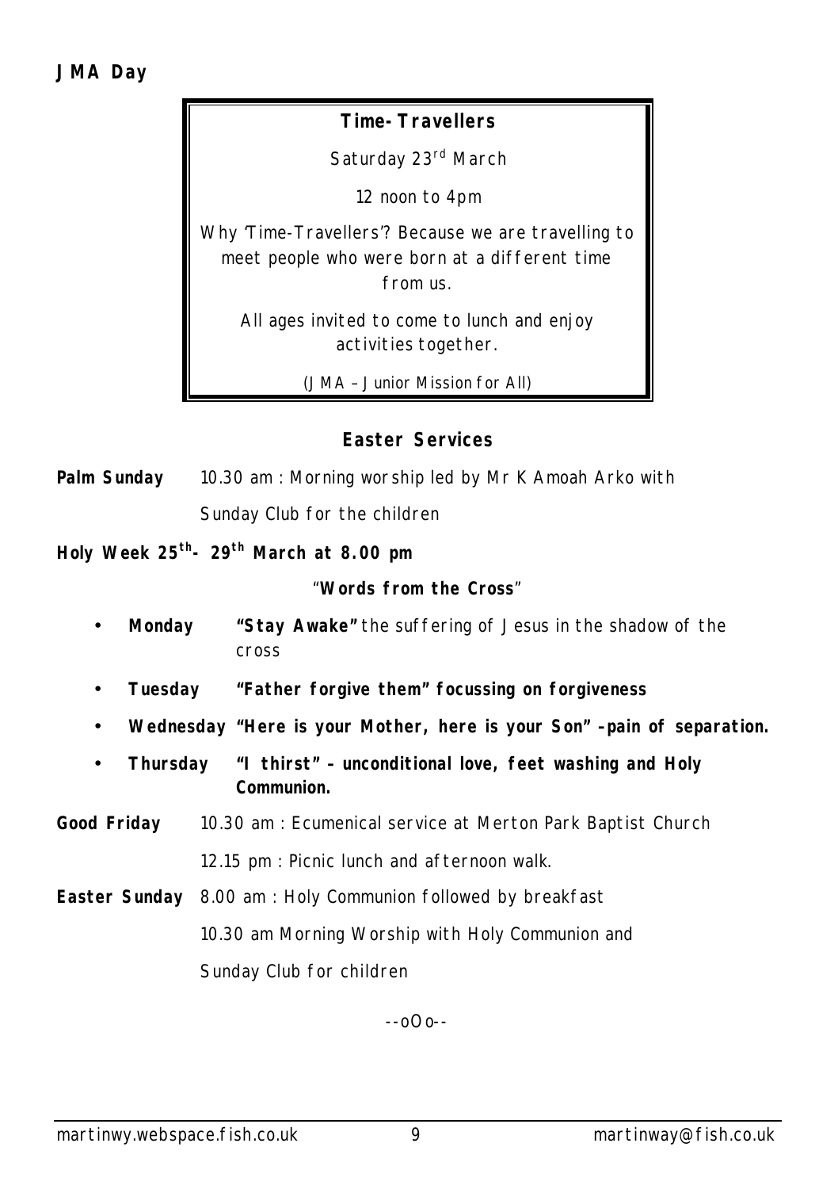**JMA Day**

**Time-Travellers**

Saturday 23rd March

12 noon to 4pm

Why 'Time-Travellers'? Because we are travelling to meet people who were born at a different time from us.

All ages invited to come to lunch and enjoy activities together.

(JMA – Junior Mission for All)

**Easter Services**

**Palm Sunday** 10.30 am : Morning worship led by Mr K Amoah Arko with Sunday Club for the children

**Holy Week 25th- 29th March at 8.00 pm**

"**Words from the Cross**"

- **Monday** **"Stay Awake"** the suffering of Jesus in the shadow of the cross
- **Tuesday** **"Father forgive them" focussing on forgiveness**
- **Wednesday** **"Here is your Mother, here is your Son" -pain of separation.**
- **Thursday** **"I thirst" – unconditional love, feet washing and Holy Communion.**

**Good Friday** 10.30 am : Ecumenical service at Merton Park Baptist Church

12.15 pm : Picnic lunch and afternoon walk.

**Easter Sunday** 8.00 am : Holy Communion followed by breakfast

10.30 am Morning Worship with Holy Communion and Sunday Club for children

--oOo--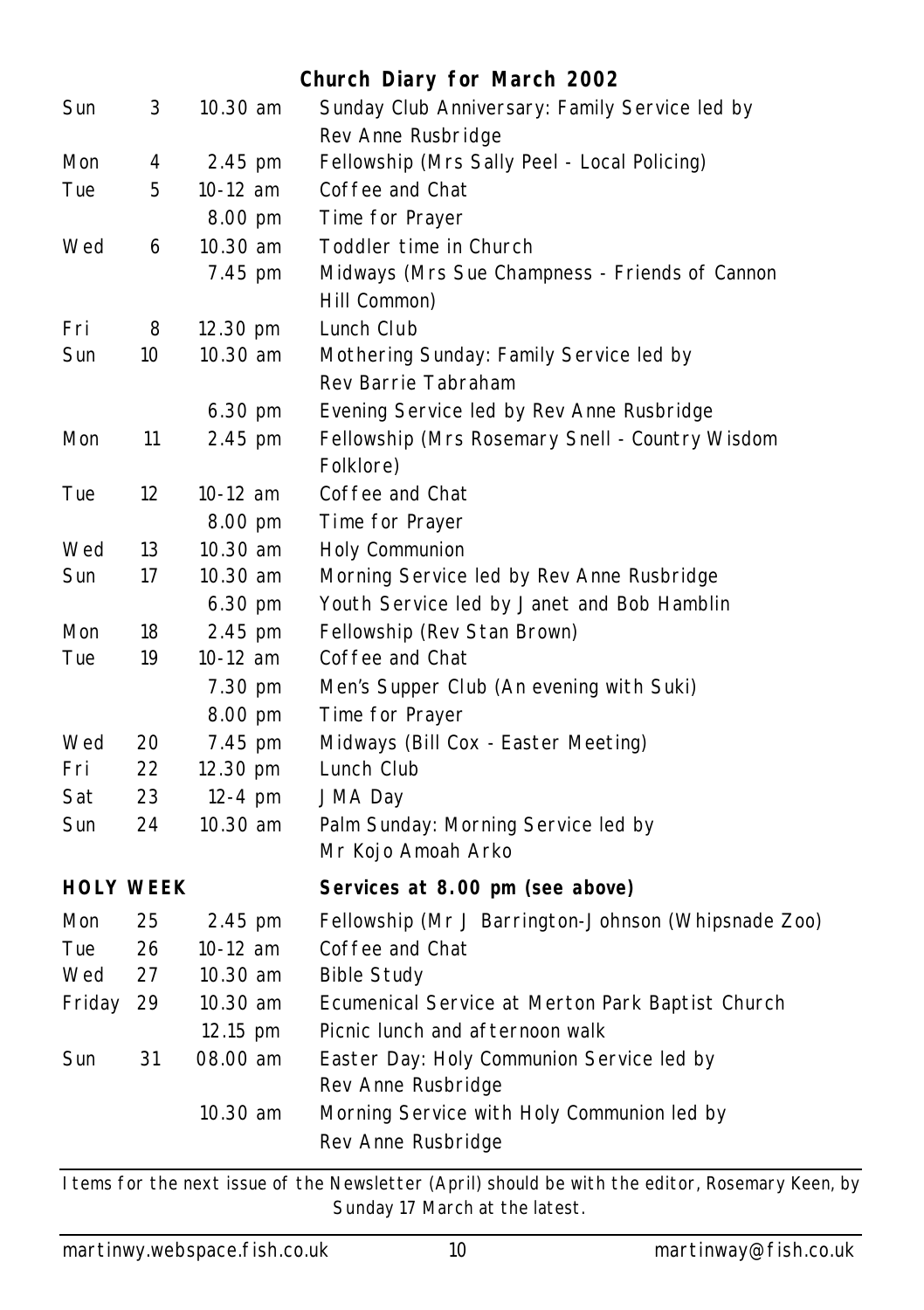## Church Diary for March 2002

| | | | |
|---|---|---|---|
| Sun | 3 | 10.30 am | Sunday Club Anniversary: Family Service led by Rev Anne Rusbridge |
| Mon | 4 | 2.45 pm | Fellowship (Mrs Sally Peel - Local Policing) |
| Tue | 5 | 10-12 am | Coffee and Chat |
| | | 8.00 pm | Time for Prayer |
| Wed | 6 | 10.30 am | Toddler time in Church |
| | | 7.45 pm | Midways (Mrs Sue Champness - Friends of Cannon Hill Common) |
| Fri | 8 | 12.30 pm | Lunch Club |
| Sun | 10 | 10.30 am | Mothering Sunday: Family Service led by Rev Barrie Tabraham |
| | | 6.30 pm | Evening Service led by Rev Anne Rusbridge |
| Mon | 11 | 2.45 pm | Fellowship (Mrs Rosemary Snell - Country Wisdom Folklore) |
| Tue | 12 | 10-12 am | Coffee and Chat |
| | | 8.00 pm | Time for Prayer |
| Wed | 13 | 10.30 am | Holy Communion |
| Sun | 17 | 10.30 am | Morning Service led by Rev Anne Rusbridge |
| | | 6.30 pm | Youth Service led by Janet and Bob Hamblin |
| Mon | 18 | 2.45 pm | Fellowship (Rev Stan Brown) |
| Tue | 19 | 10-12 am | Coffee and Chat |
| | | 7.30 pm | Men's Supper Club (An evening with Suki) |
| | | 8.00 pm | Time for Prayer |
| Wed | 20 | 7.45 pm | Midways (Bill Cox - Easter Meeting) |
| Fri | 22 | 12.30 pm | Lunch Club |
| Sat | 23 | 12-4 pm | JMA Day |
| Sun | 24 | 10.30 am | Palm Sunday: Morning Service led by Mr Kojo Amoah Arko |
| **HOLY WEEK** | | | **Services at 8.00 pm (see above)** |
| Mon | 25 | 2.45 pm | Fellowship (Mr J Barrington-Johnson (Whipsnade Zoo) |
| Tue | 26 | 10-12 am | Coffee and Chat |
| Wed | 27 | 10.30 am | Bible Study |
| Friday | 29 | 10.30 am | Ecumenical Service at Merton Park Baptist Church |
| | | 12.15 pm | Picnic lunch and afternoon walk |
| Sun | 31 | 08.00 am | Easter Day: Holy Communion Service led by Rev Anne Rusbridge |
| | | 10.30 am | Morning Service with Holy Communion led by Rev Anne Rusbridge |

Items for the next issue of the Newsletter (April) should be with the editor, Rosemary Keen, by Sunday 17 March at the latest.

martinwy.webspace.fish.co.uk martinway@fish.co.uk